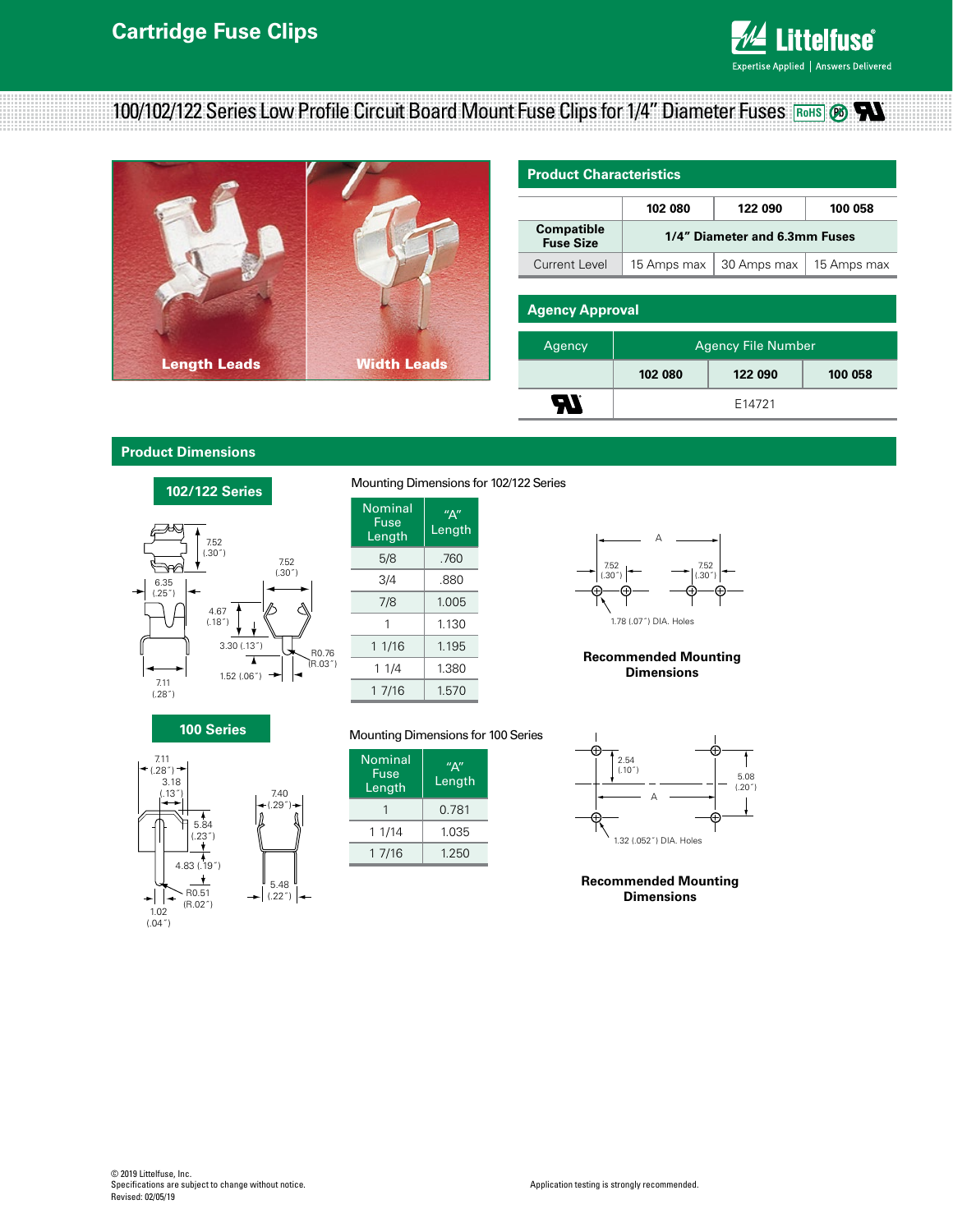# Cartridge Fuse Clips

## 100/102/122 Series Low Profile Circuit Board Mount Fuse Clips for 1/4" Diameter Fuses

Length Leads

Width Leads

### Product Characteristics

| | 102 080 | 122 090 | 100 058 |
|---|---|---|---|
| **Compatible Fuse Size** | **1/4" Diameter and 6.3mm Fuses** | | |
| Current Level | 15 Amps max | 30 Amps max | 15 Amps max |

### Agency Approval

| Agency | Agency File Number | | |
|---|---|---|---|
| | **102 080** | **122 090** | **100 058** |
| UL | E14721 | | |

### Product Dimensions

#### 102/122 Series

7.52 (.30")

6.35 (.25")

7.52 (.30")

4.67 (.18")

3.30 (.13")

R0.76 (R.03")

1.52 (.06")

7.11 (.28")

Mounting Dimensions for 102/122 Series

| Nominal Fuse Length | "A" Length |
|---|---|
| 5/8 | .760 |
| 3/4 | .880 |
| 7/8 | 1.005 |
| 1 | 1.130 |
| 1 1/16 | 1.195 |
| 1 1/4 | 1.380 |
| 1 7/16 | 1.570 |

A

7.52 (.30")

7.52 (.30")

1.78 (.07") DIA. Holes

**Recommended Mounting Dimensions**

#### 100 Series

7.11 (.28")

3.18 (.13")

5.84 (.23")

4.83 (.19")

R0.51 (R.02")

1.02 (.04")

7.40 (.29")

5.48 (.22")

Mounting Dimensions for 100 Series

| Nominal Fuse Length | "A" Length |
|---|---|
| 1 | 0.781 |
| 1 1/14 | 1.035 |
| 1 7/16 | 1.250 |

2.54 (.10")

A

5.08 (.20")

1.32 (.052") DIA. Holes

**Recommended Mounting Dimensions**

© 2019 Littelfuse, Inc.
Specifications are subject to change without notice.
Revised: 02/05/19

Application testing is strongly recommended.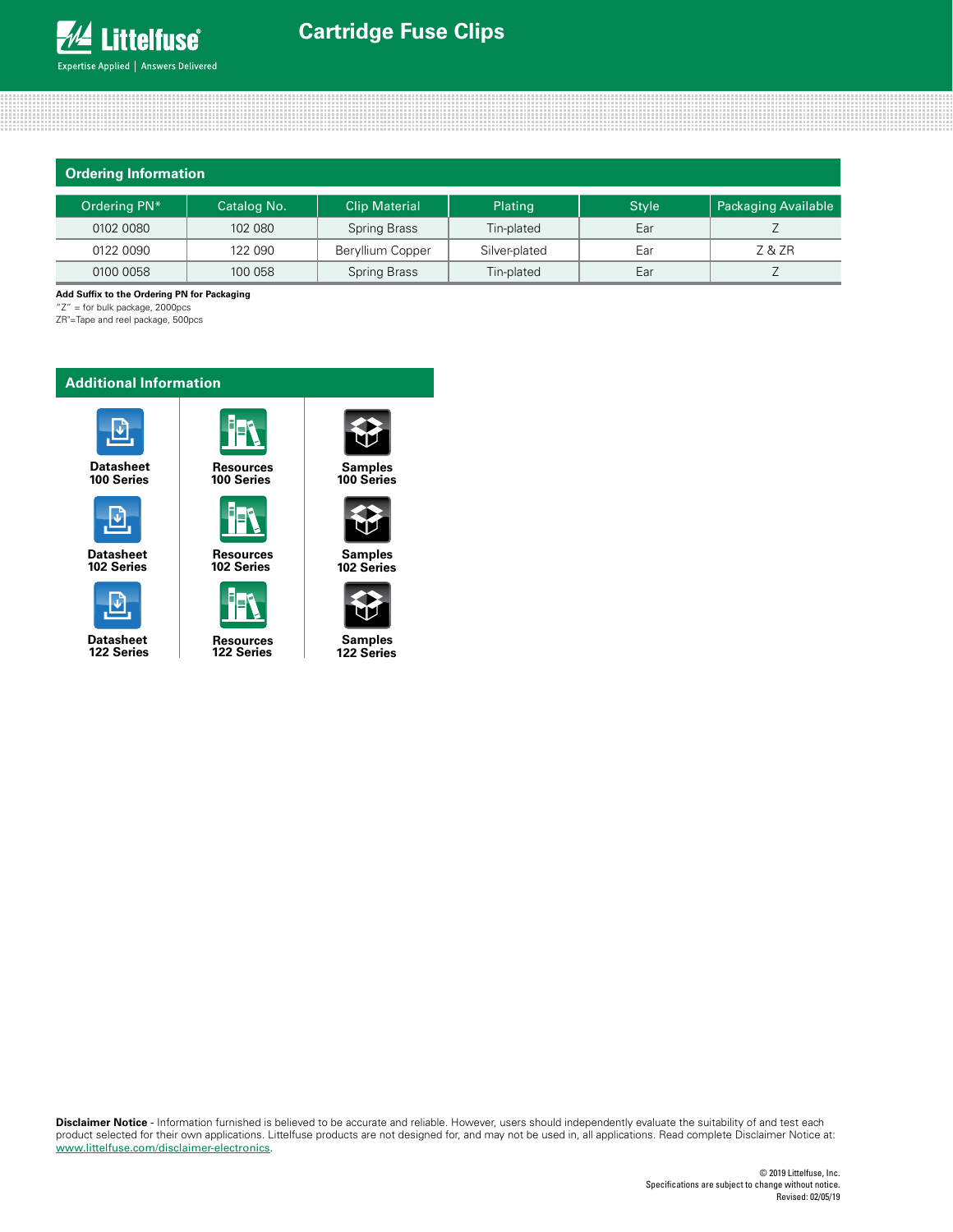## Ordering Information

| Ordering PN* | Catalog No. | Clip Material | Plating | Style | Packaging Available |
|---|---|---|---|---|---|
| 0102 0080 | 102 080 | Spring Brass | Tin-plated | Ear | Z |
| 0122 0090 | 122 090 | Beryllium Copper | Silver-plated | Ear | Z & ZR |
| 0100 0058 | 100 058 | Spring Brass | Tin-plated | Ear | Z |

**Add Suffix to the Ordering PN for Packaging**

"Z" = for bulk package, 2000pcs

ZR"=Tape and reel package, 500pcs

## Additional Information

| | | |
|---|---|---|
| Datasheet 100 Series | Resources 100 Series | Samples 100 Series |
| Datasheet 102 Series | Resources 102 Series | Samples 102 Series |
| Datasheet 122 Series | Resources 122 Series | Samples 122 Series |

**Disclaimer Notice** - Information furnished is believed to be accurate and reliable. However, users should independently evaluate the suitability of and test each product selected for their own applications. Littelfuse products are not designed for, and may not be used in, all applications. Read complete Disclaimer Notice at: www.littelfuse.com/disclaimer-electronics.

© 2019 Littelfuse, Inc.
Specifications are subject to change without notice.
Revised: 02/05/19